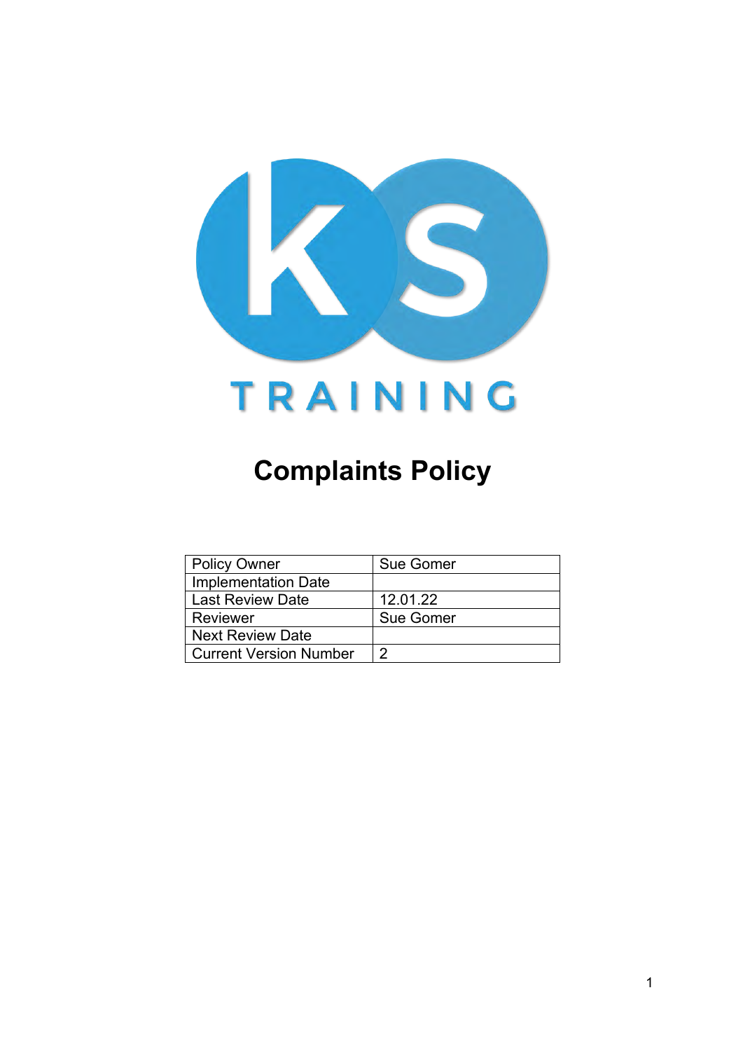# Complaints Policy

| Policy Owner | Sue Gomer |
| --- | --- |
| Implementation Date | |
| Last Review Date | 12.01.22 |
| Reviewer | Sue Gomer |
| Next Review Date | |
| Current Version Number | 2 |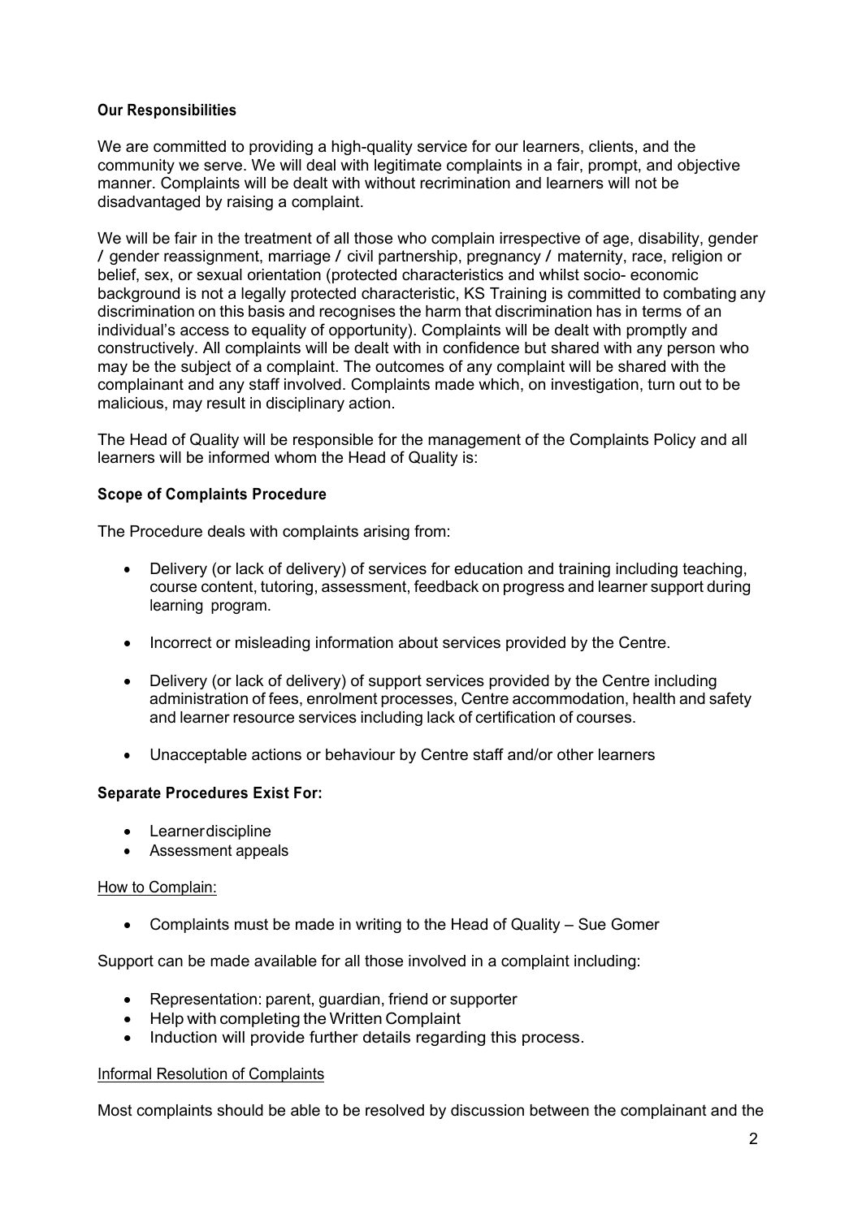**Our Responsibilities**

We are committed to providing a high-quality service for our learners, clients, and the community we serve. We will deal with legitimate complaints in a fair, prompt, and objective manner. Complaints will be dealt with without recrimination and learners will not be disadvantaged by raising a complaint.

We will be fair in the treatment of all those who complain irrespective of age, disability, gender / gender reassignment, marriage / civil partnership, pregnancy / maternity, race, religion or belief, sex, or sexual orientation (protected characteristics and whilst socio- economic background is not a legally protected characteristic, KS Training is committed to combating any discrimination on this basis and recognises the harm that discrimination has in terms of an individual's access to equality of opportunity). Complaints will be dealt with promptly and constructively. All complaints will be dealt with in confidence but shared with any person who may be the subject of a complaint. The outcomes of any complaint will be shared with the complainant and any staff involved. Complaints made which, on investigation, turn out to be malicious, may result in disciplinary action.

The Head of Quality will be responsible for the management of the Complaints Policy and all learners will be informed whom the Head of Quality is:

**Scope of Complaints Procedure**

The Procedure deals with complaints arising from:

- Delivery (or lack of delivery) of services for education and training including teaching, course content, tutoring, assessment, feedback on progress and learner support during learning program.
- Incorrect or misleading information about services provided by the Centre.
- Delivery (or lack of delivery) of support services provided by the Centre including administration of fees, enrolment processes, Centre accommodation, health and safety and learner resource services including lack of certification of courses.
- Unacceptable actions or behaviour by Centre staff and/or other learners

**Separate Procedures Exist For:**

- Learner discipline
- Assessment appeals

How to Complain:

- Complaints must be made in writing to the Head of Quality – Sue Gomer

Support can be made available for all those involved in a complaint including:

- Representation: parent, guardian, friend or supporter
- Help with completing the Written Complaint
- Induction will provide further details regarding this process.

Informal Resolution of Complaints

Most complaints should be able to be resolved by discussion between the complainant and the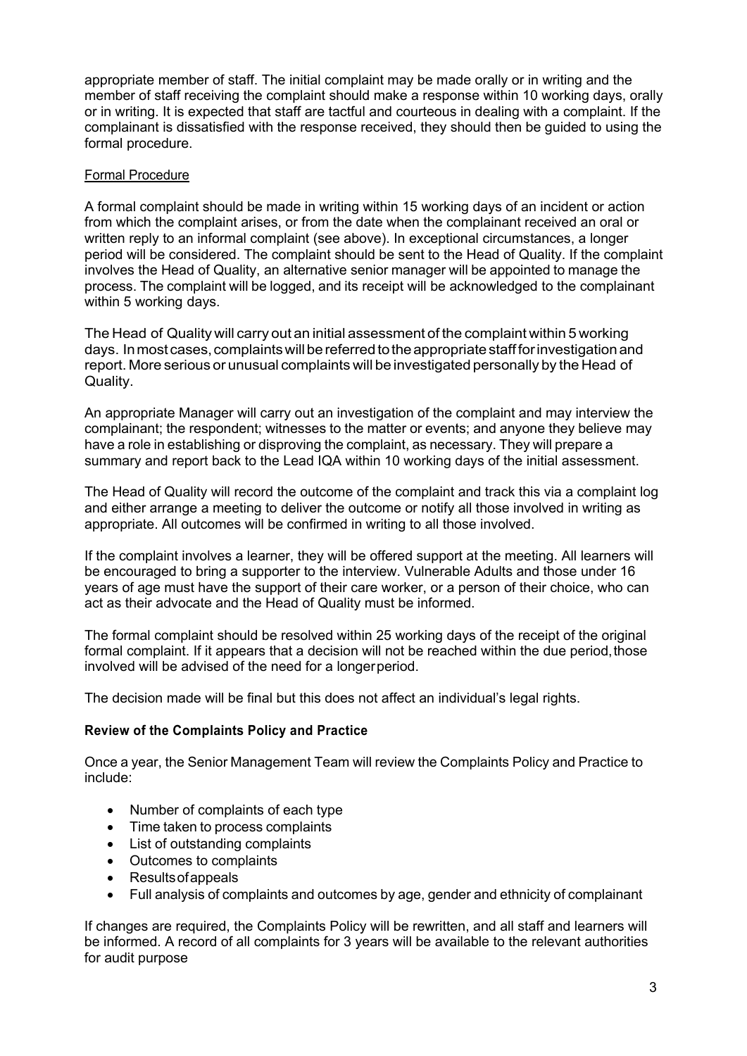appropriate member of staff. The initial complaint may be made orally or in writing and the member of staff receiving the complaint should make a response within 10 working days, orally or in writing. It is expected that staff are tactful and courteous in dealing with a complaint. If the complainant is dissatisfied with the response received, they should then be guided to using the formal procedure.

Formal Procedure

A formal complaint should be made in writing within 15 working days of an incident or action from which the complaint arises, or from the date when the complainant received an oral or written reply to an informal complaint (see above). In exceptional circumstances, a longer period will be considered. The complaint should be sent to the Head of Quality. If the complaint involves the Head of Quality, an alternative senior manager will be appointed to manage the process. The complaint will be logged, and its receipt will be acknowledged to the complainant within 5 working days.

The Head of Quality will carry out an initial assessment of the complaint within 5 working days. In most cases, complaints will be referred to the appropriate staff for investigation and report. More serious or unusual complaints will be investigated personally by the Head of Quality.

An appropriate Manager will carry out an investigation of the complaint and may interview the complainant; the respondent; witnesses to the matter or events; and anyone they believe may have a role in establishing or disproving the complaint, as necessary. They will prepare a summary and report back to the Lead IQA within 10 working days of the initial assessment.

The Head of Quality will record the outcome of the complaint and track this via a complaint log and either arrange a meeting to deliver the outcome or notify all those involved in writing as appropriate. All outcomes will be confirmed in writing to all those involved.

If the complaint involves a learner, they will be offered support at the meeting. All learners will be encouraged to bring a supporter to the interview. Vulnerable Adults and those under 16 years of age must have the support of their care worker, or a person of their choice, who can act as their advocate and the Head of Quality must be informed.

The formal complaint should be resolved within 25 working days of the receipt of the original formal complaint. If it appears that a decision will not be reached within the due period, those involved will be advised of the need for a longer period.

The decision made will be final but this does not affect an individual's legal rights.

**Review of the Complaints Policy and Practice**

Once a year, the Senior Management Team will review the Complaints Policy and Practice to include:

- Number of complaints of each type
- Time taken to process complaints
- List of outstanding complaints
- Outcomes to complaints
- Results of appeals
- Full analysis of complaints and outcomes by age, gender and ethnicity of complainant

If changes are required, the Complaints Policy will be rewritten, and all staff and learners will be informed. A record of all complaints for 3 years will be available to the relevant authorities for audit purpose